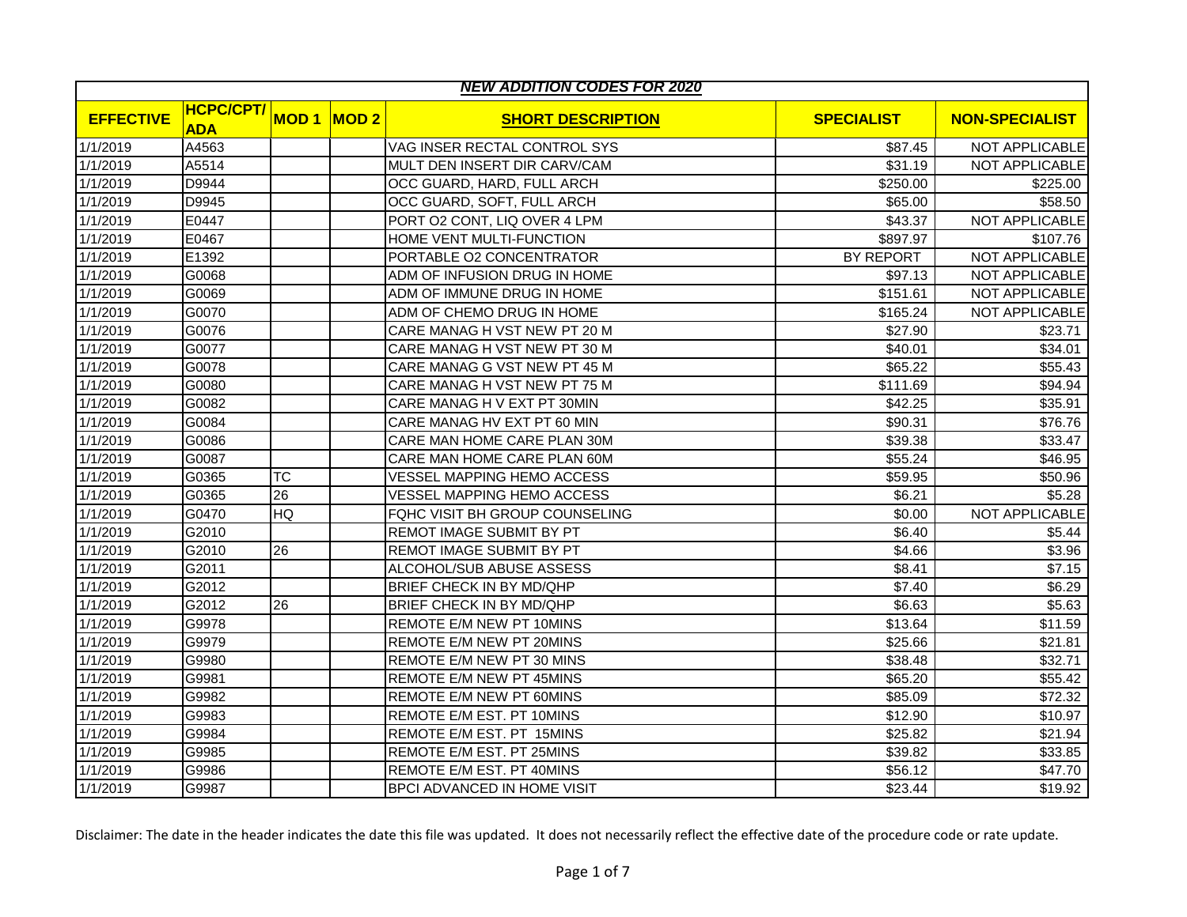| ***NEW ADDITION CODES FOR 2020*** | | | | | | |
|---|---|---|---|---|---|---|
| **EFFECTIVE** | **HCPC/CPT/ ADA** | **MOD 1** | **MOD 2** | **SHORT DESCRIPTION** | **SPECIALIST** | **NON-SPECIALIST** |
| 1/1/2019 | A4563 | | | VAG INSER RECTAL CONTROL SYS | $87.45 | NOT APPLICABLE |
| 1/1/2019 | A5514 | | | MULT DEN INSERT DIR CARV/CAM | $31.19 | NOT APPLICABLE |
| 1/1/2019 | D9944 | | | OCC GUARD, HARD, FULL ARCH | $250.00 | $225.00 |
| 1/1/2019 | D9945 | | | OCC GUARD, SOFT, FULL ARCH | $65.00 | $58.50 |
| 1/1/2019 | E0447 | | | PORT O2 CONT, LIQ OVER 4 LPM | $43.37 | NOT APPLICABLE |
| 1/1/2019 | E0467 | | | HOME VENT MULTI-FUNCTION | $897.97 | $107.76 |
| 1/1/2019 | E1392 | | | PORTABLE O2 CONCENTRATOR | BY REPORT | NOT APPLICABLE |
| 1/1/2019 | G0068 | | | ADM OF INFUSION DRUG IN HOME | $97.13 | NOT APPLICABLE |
| 1/1/2019 | G0069 | | | ADM OF IMMUNE DRUG IN HOME | $151.61 | NOT APPLICABLE |
| 1/1/2019 | G0070 | | | ADM OF CHEMO DRUG IN HOME | $165.24 | NOT APPLICABLE |
| 1/1/2019 | G0076 | | | CARE MANAG H VST NEW PT 20 M | $27.90 | $23.71 |
| 1/1/2019 | G0077 | | | CARE MANAG H VST NEW PT 30 M | $40.01 | $34.01 |
| 1/1/2019 | G0078 | | | CARE MANAG G VST NEW PT 45 M | $65.22 | $55.43 |
| 1/1/2019 | G0080 | | | CARE MANAG H VST NEW PT 75 M | $111.69 | $94.94 |
| 1/1/2019 | G0082 | | | CARE MANAG H V EXT PT 30MIN | $42.25 | $35.91 |
| 1/1/2019 | G0084 | | | CARE MANAG HV EXT PT 60 MIN | $90.31 | $76.76 |
| 1/1/2019 | G0086 | | | CARE MAN HOME CARE PLAN 30M | $39.38 | $33.47 |
| 1/1/2019 | G0087 | | | CARE MAN HOME CARE PLAN 60M | $55.24 | $46.95 |
| 1/1/2019 | G0365 | TC | | VESSEL MAPPING HEMO ACCESS | $59.95 | $50.96 |
| 1/1/2019 | G0365 | 26 | | VESSEL MAPPING HEMO ACCESS | $6.21 | $5.28 |
| 1/1/2019 | G0470 | HQ | | FQHC VISIT BH GROUP COUNSELING | $0.00 | NOT APPLICABLE |
| 1/1/2019 | G2010 | | | REMOT IMAGE SUBMIT BY PT | $6.40 | $5.44 |
| 1/1/2019 | G2010 | 26 | | REMOT IMAGE SUBMIT BY PT | $4.66 | $3.96 |
| 1/1/2019 | G2011 | | | ALCOHOL/SUB ABUSE ASSESS | $8.41 | $7.15 |
| 1/1/2019 | G2012 | | | BRIEF CHECK IN BY MD/QHP | $7.40 | $6.29 |
| 1/1/2019 | G2012 | 26 | | BRIEF CHECK IN BY MD/QHP | $6.63 | $5.63 |
| 1/1/2019 | G9978 | | | REMOTE E/M NEW PT 10MINS | $13.64 | $11.59 |
| 1/1/2019 | G9979 | | | REMOTE E/M NEW PT 20MINS | $25.66 | $21.81 |
| 1/1/2019 | G9980 | | | REMOTE E/M NEW PT 30 MINS | $38.48 | $32.71 |
| 1/1/2019 | G9981 | | | REMOTE E/M NEW PT 45MINS | $65.20 | $55.42 |
| 1/1/2019 | G9982 | | | REMOTE E/M NEW PT 60MINS | $85.09 | $72.32 |
| 1/1/2019 | G9983 | | | REMOTE E/M EST. PT 10MINS | $12.90 | $10.97 |
| 1/1/2019 | G9984 | | | REMOTE E/M EST. PT 15MINS | $25.82 | $21.94 |
| 1/1/2019 | G9985 | | | REMOTE E/M EST. PT 25MINS | $39.82 | $33.85 |
| 1/1/2019 | G9986 | | | REMOTE E/M EST. PT 40MINS | $56.12 | $47.70 |
| 1/1/2019 | G9987 | | | BPCI ADVANCED IN HOME VISIT | $23.44 | $19.92 |

Disclaimer: The date in the header indicates the date this file was updated. It does not necessarily reflect the effective date of the procedure code or rate update.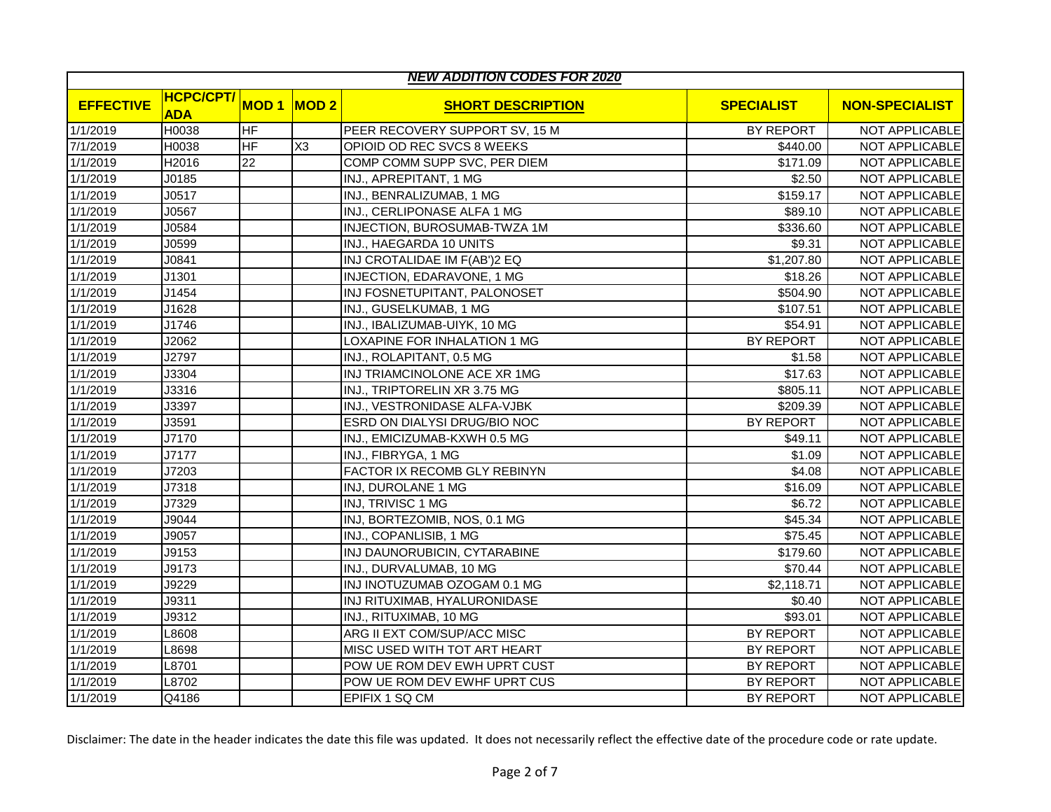| *NEW ADDITION CODES FOR 2020* | | | | | | |
|---|---|---|---|---|---|---|
| **EFFECTIVE** | **HCPC/CPT/ADA** | **MOD 1** | **MOD 2** | **SHORT DESCRIPTION** | **SPECIALIST** | **NON-SPECIALIST** |
| 1/1/2019 | H0038 | HF | | PEER RECOVERY SUPPORT SV, 15 M | BY REPORT | NOT APPLICABLE |
| 7/1/2019 | H0038 | HF | X3 | OPIOID OD REC SVCS 8 WEEKS | $440.00 | NOT APPLICABLE |
| 1/1/2019 | H2016 | 22 | | COMP COMM SUPP SVC, PER DIEM | $171.09 | NOT APPLICABLE |
| 1/1/2019 | J0185 | | | INJ., APREPITANT, 1 MG | $2.50 | NOT APPLICABLE |
| 1/1/2019 | J0517 | | | INJ., BENRALIZUMAB, 1 MG | $159.17 | NOT APPLICABLE |
| 1/1/2019 | J0567 | | | INJ., CERLIPONASE ALFA 1 MG | $89.10 | NOT APPLICABLE |
| 1/1/2019 | J0584 | | | INJECTION, BUROSUMAB-TWZA 1M | $336.60 | NOT APPLICABLE |
| 1/1/2019 | J0599 | | | INJ., HAEGARDA 10 UNITS | $9.31 | NOT APPLICABLE |
| 1/1/2019 | J0841 | | | INJ CROTALIDAE IM F(AB')2 EQ | $1,207.80 | NOT APPLICABLE |
| 1/1/2019 | J1301 | | | INJECTION, EDARAVONE, 1 MG | $18.26 | NOT APPLICABLE |
| 1/1/2019 | J1454 | | | INJ FOSNETUPITANT, PALONOSET | $504.90 | NOT APPLICABLE |
| 1/1/2019 | J1628 | | | INJ., GUSELKUMAB, 1 MG | $107.51 | NOT APPLICABLE |
| 1/1/2019 | J1746 | | | INJ., IBALIZUMAB-UIYK, 10 MG | $54.91 | NOT APPLICABLE |
| 1/1/2019 | J2062 | | | LOXAPINE FOR INHALATION 1 MG | BY REPORT | NOT APPLICABLE |
| 1/1/2019 | J2797 | | | INJ., ROLAPITANT, 0.5 MG | $1.58 | NOT APPLICABLE |
| 1/1/2019 | J3304 | | | INJ TRIAMCINOLONE ACE XR 1MG | $17.63 | NOT APPLICABLE |
| 1/1/2019 | J3316 | | | INJ., TRIPTORELIN XR 3.75 MG | $805.11 | NOT APPLICABLE |
| 1/1/2019 | J3397 | | | INJ., VESTRONIDASE ALFA-VJBK | $209.39 | NOT APPLICABLE |
| 1/1/2019 | J3591 | | | ESRD ON DIALYSI DRUG/BIO NOC | BY REPORT | NOT APPLICABLE |
| 1/1/2019 | J7170 | | | INJ., EMICIZUMAB-KXWH 0.5 MG | $49.11 | NOT APPLICABLE |
| 1/1/2019 | J7177 | | | INJ., FIBRYGA, 1 MG | $1.09 | NOT APPLICABLE |
| 1/1/2019 | J7203 | | | FACTOR IX RECOMB GLY REBINYN | $4.08 | NOT APPLICABLE |
| 1/1/2019 | J7318 | | | INJ, DUROLANE 1 MG | $16.09 | NOT APPLICABLE |
| 1/1/2019 | J7329 | | | INJ, TRIVISC 1 MG | $6.72 | NOT APPLICABLE |
| 1/1/2019 | J9044 | | | INJ, BORTEZOMIB, NOS, 0.1 MG | $45.34 | NOT APPLICABLE |
| 1/1/2019 | J9057 | | | INJ., COPANLISIB, 1 MG | $75.45 | NOT APPLICABLE |
| 1/1/2019 | J9153 | | | INJ DAUNORUBICIN, CYTARABINE | $179.60 | NOT APPLICABLE |
| 1/1/2019 | J9173 | | | INJ., DURVALUMAB, 10 MG | $70.44 | NOT APPLICABLE |
| 1/1/2019 | J9229 | | | INJ INOTUZUMAB OZOGAM 0.1 MG | $2,118.71 | NOT APPLICABLE |
| 1/1/2019 | J9311 | | | INJ RITUXIMAB, HYALURONIDASE | $0.40 | NOT APPLICABLE |
| 1/1/2019 | J9312 | | | INJ., RITUXIMAB, 10 MG | $93.01 | NOT APPLICABLE |
| 1/1/2019 | L8608 | | | ARG II EXT COM/SUP/ACC MISC | BY REPORT | NOT APPLICABLE |
| 1/1/2019 | L8698 | | | MISC USED WITH TOT ART HEART | BY REPORT | NOT APPLICABLE |
| 1/1/2019 | L8701 | | | POW UE ROM DEV EWH UPRT CUST | BY REPORT | NOT APPLICABLE |
| 1/1/2019 | L8702 | | | POW UE ROM DEV EWHF UPRT CUS | BY REPORT | NOT APPLICABLE |
| 1/1/2019 | Q4186 | | | EPIFIX 1 SQ CM | BY REPORT | NOT APPLICABLE |

Disclaimer: The date in the header indicates the date this file was updated. It does not necessarily reflect the effective date of the procedure code or rate update.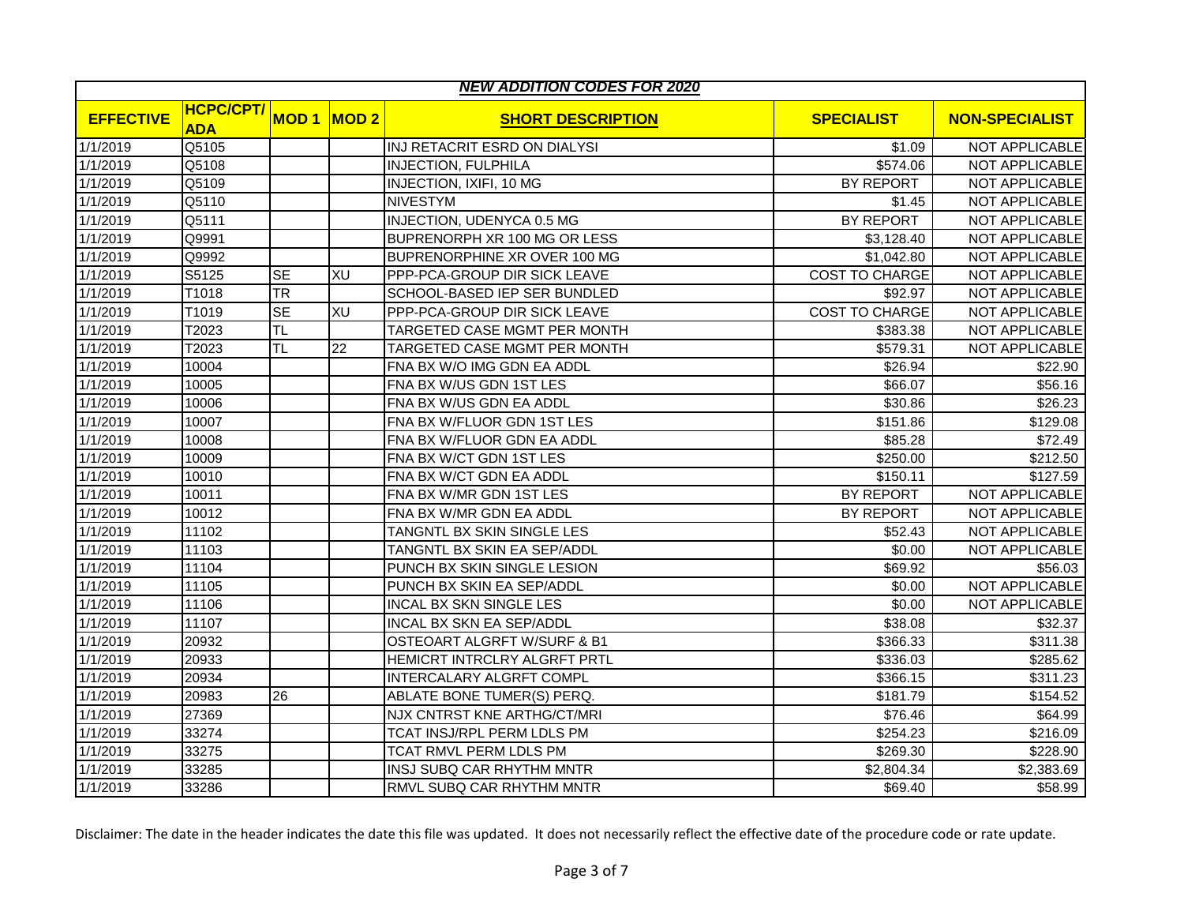| *NEW ADDITION CODES FOR 2020* | | | | | | |
|---|---|---|---|---|---|---|
| **EFFECTIVE** | **HCPC/CPT/ADA** | **MOD 1** | **MOD 2** | **SHORT DESCRIPTION** | **SPECIALIST** | **NON-SPECIALIST** |
| 1/1/2019 | Q5105 | | | INJ RETACRIT ESRD ON DIALYSI | $1.09 | NOT APPLICABLE |
| 1/1/2019 | Q5108 | | | INJECTION, FULPHILA | $574.06 | NOT APPLICABLE |
| 1/1/2019 | Q5109 | | | INJECTION, IXIFI, 10 MG | BY REPORT | NOT APPLICABLE |
| 1/1/2019 | Q5110 | | | NIVESTYM | $1.45 | NOT APPLICABLE |
| 1/1/2019 | Q5111 | | | INJECTION, UDENYCA 0.5 MG | BY REPORT | NOT APPLICABLE |
| 1/1/2019 | Q9991 | | | BUPRENORPH XR 100 MG OR LESS | $3,128.40 | NOT APPLICABLE |
| 1/1/2019 | Q9992 | | | BUPRENORPHINE XR OVER 100 MG | $1,042.80 | NOT APPLICABLE |
| 1/1/2019 | S5125 | SE | XU | PPP-PCA-GROUP DIR SICK LEAVE | COST TO CHARGE | NOT APPLICABLE |
| 1/1/2019 | T1018 | TR | | SCHOOL-BASED IEP SER BUNDLED | $92.97 | NOT APPLICABLE |
| 1/1/2019 | T1019 | SE | XU | PPP-PCA-GROUP DIR SICK LEAVE | COST TO CHARGE | NOT APPLICABLE |
| 1/1/2019 | T2023 | TL | | TARGETED CASE MGMT PER MONTH | $383.38 | NOT APPLICABLE |
| 1/1/2019 | T2023 | TL | 22 | TARGETED CASE MGMT PER MONTH | $579.31 | NOT APPLICABLE |
| 1/1/2019 | 10004 | | | FNA BX W/O IMG GDN EA ADDL | $26.94 | $22.90 |
| 1/1/2019 | 10005 | | | FNA BX W/US GDN 1ST LES | $66.07 | $56.16 |
| 1/1/2019 | 10006 | | | FNA BX W/US GDN EA ADDL | $30.86 | $26.23 |
| 1/1/2019 | 10007 | | | FNA BX W/FLUOR GDN 1ST LES | $151.86 | $129.08 |
| 1/1/2019 | 10008 | | | FNA BX W/FLUOR GDN EA ADDL | $85.28 | $72.49 |
| 1/1/2019 | 10009 | | | FNA BX W/CT GDN 1ST LES | $250.00 | $212.50 |
| 1/1/2019 | 10010 | | | FNA BX W/CT GDN EA ADDL | $150.11 | $127.59 |
| 1/1/2019 | 10011 | | | FNA BX W/MR GDN 1ST LES | BY REPORT | NOT APPLICABLE |
| 1/1/2019 | 10012 | | | FNA BX W/MR GDN EA ADDL | BY REPORT | NOT APPLICABLE |
| 1/1/2019 | 11102 | | | TANGNTL BX SKIN SINGLE LES | $52.43 | NOT APPLICABLE |
| 1/1/2019 | 11103 | | | TANGNTL BX SKIN EA SEP/ADDL | $0.00 | NOT APPLICABLE |
| 1/1/2019 | 11104 | | | PUNCH BX SKIN SINGLE LESION | $69.92 | $56.03 |
| 1/1/2019 | 11105 | | | PUNCH BX SKIN EA SEP/ADDL | $0.00 | NOT APPLICABLE |
| 1/1/2019 | 11106 | | | INCAL BX SKN SINGLE LES | $0.00 | NOT APPLICABLE |
| 1/1/2019 | 11107 | | | INCAL BX SKN EA SEP/ADDL | $38.08 | $32.37 |
| 1/1/2019 | 20932 | | | OSTEOART ALGRFT W/SURF & B1 | $366.33 | $311.38 |
| 1/1/2019 | 20933 | | | HEMICRT INTRCLRY ALGRFT PRTL | $336.03 | $285.62 |
| 1/1/2019 | 20934 | | | INTERCALARY ALGRFT COMPL | $366.15 | $311.23 |
| 1/1/2019 | 20983 | 26 | | ABLATE BONE TUMER(S) PERQ. | $181.79 | $154.52 |
| 1/1/2019 | 27369 | | | NJX CNTRST KNE ARTHG/CT/MRI | $76.46 | $64.99 |
| 1/1/2019 | 33274 | | | TCAT INSJ/RPL PERM LDLS PM | $254.23 | $216.09 |
| 1/1/2019 | 33275 | | | TCAT RMVL PERM LDLS PM | $269.30 | $228.90 |
| 1/1/2019 | 33285 | | | INSJ SUBQ CAR RHYTHM MNTR | $2,804.34 | $2,383.69 |
| 1/1/2019 | 33286 | | | RMVL SUBQ CAR RHYTHM MNTR | $69.40 | $58.99 |

Disclaimer: The date in the header indicates the date this file was updated. It does not necessarily reflect the effective date of the procedure code or rate update.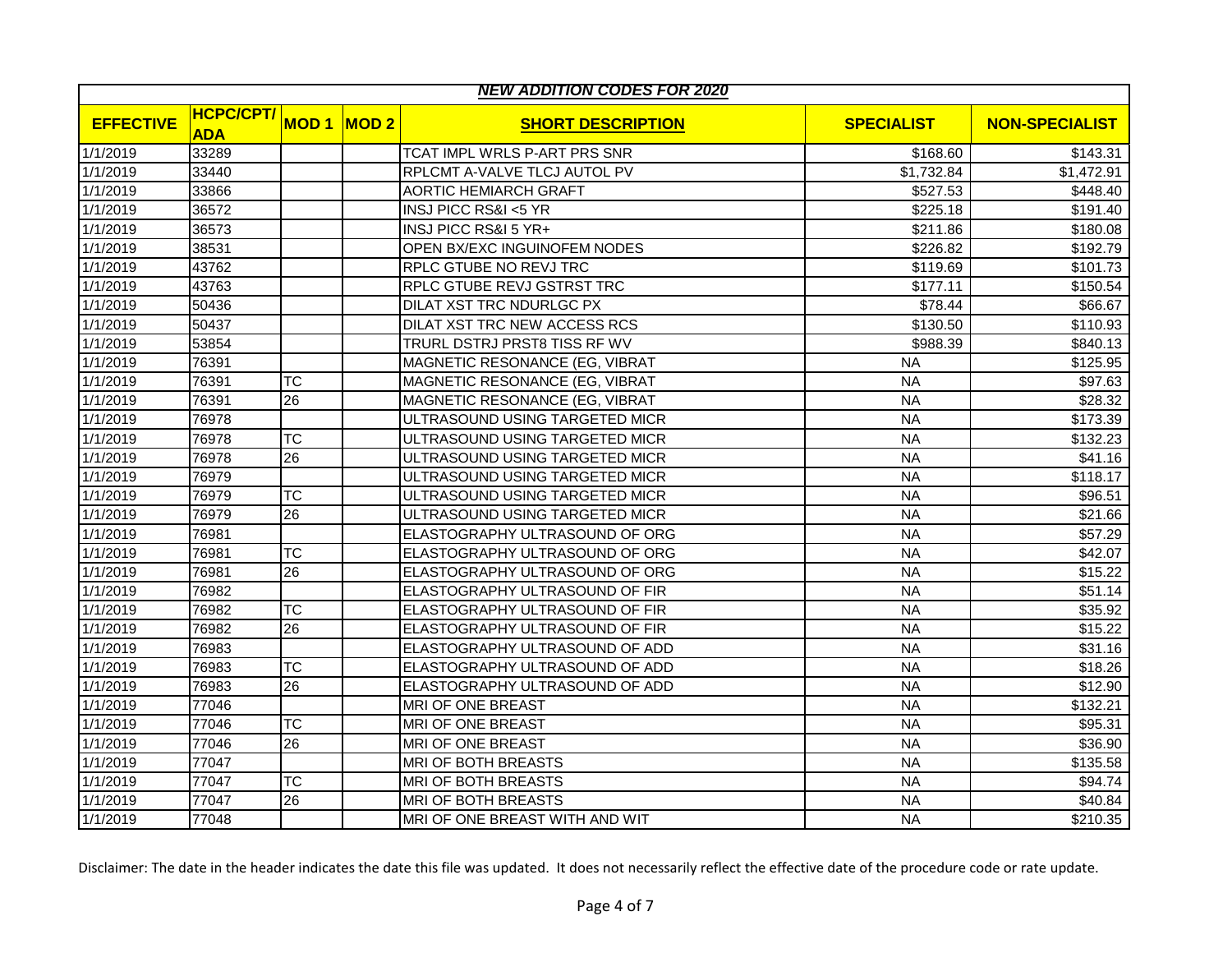| *NEW ADDITION CODES FOR 2020* | | | | | | |
|---|---|---|---|---|---|---|
| **EFFECTIVE** | **HCPC/CPT/ADA** | **MOD 1** | **MOD 2** | **SHORT DESCRIPTION** | **SPECIALIST** | **NON-SPECIALIST** |
| 1/1/2019 | 33289 | | | TCAT IMPL WRLS P-ART PRS SNR | $168.60 | $143.31 |
| 1/1/2019 | 33440 | | | RPLCMT A-VALVE TLCJ AUTOL PV | $1,732.84 | $1,472.91 |
| 1/1/2019 | 33866 | | | AORTIC HEMIARCH GRAFT | $527.53 | $448.40 |
| 1/1/2019 | 36572 | | | INSJ PICC RS&I <5 YR | $225.18 | $191.40 |
| 1/1/2019 | 36573 | | | INSJ PICC RS&I 5 YR+ | $211.86 | $180.08 |
| 1/1/2019 | 38531 | | | OPEN BX/EXC INGUINOFEM NODES | $226.82 | $192.79 |
| 1/1/2019 | 43762 | | | RPLC GTUBE NO REVJ TRC | $119.69 | $101.73 |
| 1/1/2019 | 43763 | | | RPLC GTUBE REVJ GSTRST TRC | $177.11 | $150.54 |
| 1/1/2019 | 50436 | | | DILAT XST TRC NDURLGC PX | $78.44 | $66.67 |
| 1/1/2019 | 50437 | | | DILAT XST TRC NEW ACCESS RCS | $130.50 | $110.93 |
| 1/1/2019 | 53854 | | | TRURL DSTRJ PRST8 TISS RF WV | $988.39 | $840.13 |
| 1/1/2019 | 76391 | | | MAGNETIC RESONANCE (EG, VIBRAT | NA | $125.95 |
| 1/1/2019 | 76391 | TC | | MAGNETIC RESONANCE (EG, VIBRAT | NA | $97.63 |
| 1/1/2019 | 76391 | 26 | | MAGNETIC RESONANCE (EG, VIBRAT | NA | $28.32 |
| 1/1/2019 | 76978 | | | ULTRASOUND USING TARGETED MICR | NA | $173.39 |
| 1/1/2019 | 76978 | TC | | ULTRASOUND USING TARGETED MICR | NA | $132.23 |
| 1/1/2019 | 76978 | 26 | | ULTRASOUND USING TARGETED MICR | NA | $41.16 |
| 1/1/2019 | 76979 | | | ULTRASOUND USING TARGETED MICR | NA | $118.17 |
| 1/1/2019 | 76979 | TC | | ULTRASOUND USING TARGETED MICR | NA | $96.51 |
| 1/1/2019 | 76979 | 26 | | ULTRASOUND USING TARGETED MICR | NA | $21.66 |
| 1/1/2019 | 76981 | | | ELASTOGRAPHY ULTRASOUND OF ORG | NA | $57.29 |
| 1/1/2019 | 76981 | TC | | ELASTOGRAPHY ULTRASOUND OF ORG | NA | $42.07 |
| 1/1/2019 | 76981 | 26 | | ELASTOGRAPHY ULTRASOUND OF ORG | NA | $15.22 |
| 1/1/2019 | 76982 | | | ELASTOGRAPHY ULTRASOUND OF FIR | NA | $51.14 |
| 1/1/2019 | 76982 | TC | | ELASTOGRAPHY ULTRASOUND OF FIR | NA | $35.92 |
| 1/1/2019 | 76982 | 26 | | ELASTOGRAPHY ULTRASOUND OF FIR | NA | $15.22 |
| 1/1/2019 | 76983 | | | ELASTOGRAPHY ULTRASOUND OF ADD | NA | $31.16 |
| 1/1/2019 | 76983 | TC | | ELASTOGRAPHY ULTRASOUND OF ADD | NA | $18.26 |
| 1/1/2019 | 76983 | 26 | | ELASTOGRAPHY ULTRASOUND OF ADD | NA | $12.90 |
| 1/1/2019 | 77046 | | | MRI OF ONE BREAST | NA | $132.21 |
| 1/1/2019 | 77046 | TC | | MRI OF ONE BREAST | NA | $95.31 |
| 1/1/2019 | 77046 | 26 | | MRI OF ONE BREAST | NA | $36.90 |
| 1/1/2019 | 77047 | | | MRI OF BOTH BREASTS | NA | $135.58 |
| 1/1/2019 | 77047 | TC | | MRI OF BOTH BREASTS | NA | $94.74 |
| 1/1/2019 | 77047 | 26 | | MRI OF BOTH BREASTS | NA | $40.84 |
| 1/1/2019 | 77048 | | | MRI OF ONE BREAST WITH AND WIT | NA | $210.35 |

Disclaimer: The date in the header indicates the date this file was updated. It does not necessarily reflect the effective date of the procedure code or rate update.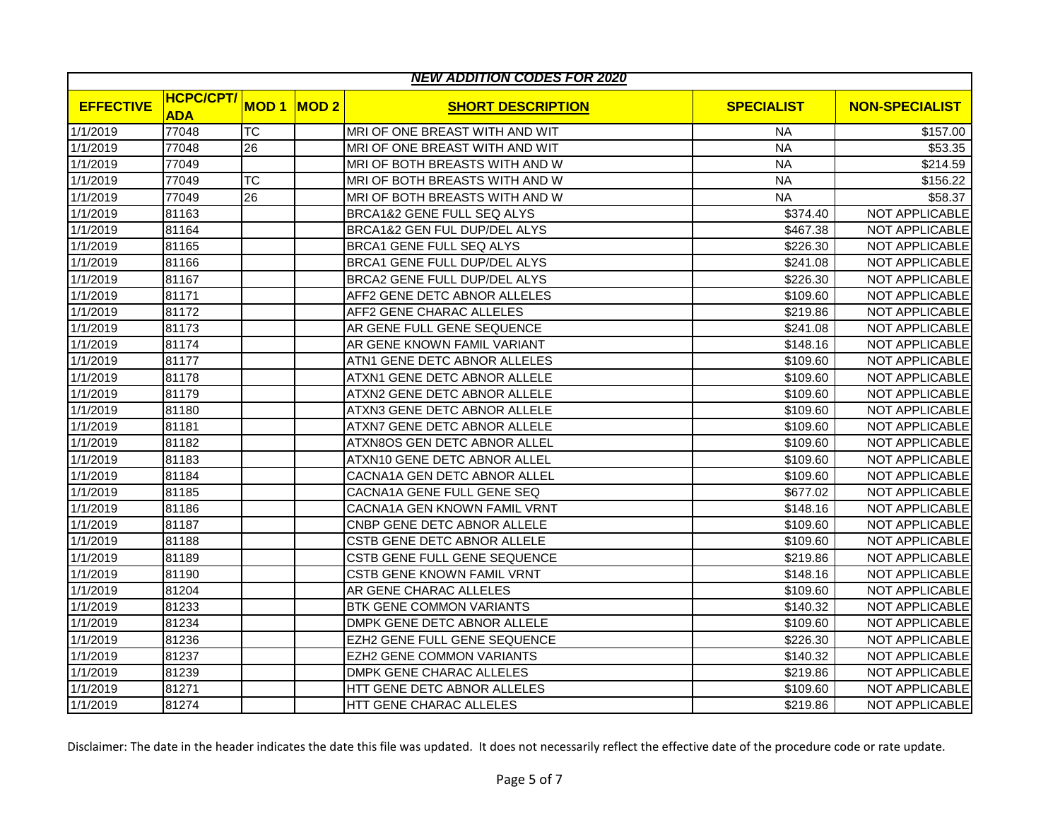| *NEW ADDITION CODES FOR 2020* | | | | | | |
|---|---|---|---|---|---|---|
| **EFFECTIVE** | **HCPC/CPT/ ADA** | **MOD 1** | **MOD 2** | **SHORT DESCRIPTION** | **SPECIALIST** | **NON-SPECIALIST** |
| 1/1/2019 | 77048 | TC | | MRI OF ONE BREAST WITH AND WIT | NA | $157.00 |
| 1/1/2019 | 77048 | 26 | | MRI OF ONE BREAST WITH AND WIT | NA | $53.35 |
| 1/1/2019 | 77049 | | | MRI OF BOTH BREASTS WITH AND W | NA | $214.59 |
| 1/1/2019 | 77049 | TC | | MRI OF BOTH BREASTS WITH AND W | NA | $156.22 |
| 1/1/2019 | 77049 | 26 | | MRI OF BOTH BREASTS WITH AND W | NA | $58.37 |
| 1/1/2019 | 81163 | | | BRCA1&2 GENE FULL SEQ ALYS | $374.40 | NOT APPLICABLE |
| 1/1/2019 | 81164 | | | BRCA1&2 GEN FUL DUP/DEL ALYS | $467.38 | NOT APPLICABLE |
| 1/1/2019 | 81165 | | | BRCA1 GENE FULL SEQ ALYS | $226.30 | NOT APPLICABLE |
| 1/1/2019 | 81166 | | | BRCA1 GENE FULL DUP/DEL ALYS | $241.08 | NOT APPLICABLE |
| 1/1/2019 | 81167 | | | BRCA2 GENE FULL DUP/DEL ALYS | $226.30 | NOT APPLICABLE |
| 1/1/2019 | 81171 | | | AFF2 GENE DETC ABNOR ALLELES | $109.60 | NOT APPLICABLE |
| 1/1/2019 | 81172 | | | AFF2 GENE CHARAC ALLELES | $219.86 | NOT APPLICABLE |
| 1/1/2019 | 81173 | | | AR GENE FULL GENE SEQUENCE | $241.08 | NOT APPLICABLE |
| 1/1/2019 | 81174 | | | AR GENE KNOWN FAMIL VARIANT | $148.16 | NOT APPLICABLE |
| 1/1/2019 | 81177 | | | ATN1 GENE DETC ABNOR ALLELES | $109.60 | NOT APPLICABLE |
| 1/1/2019 | 81178 | | | ATXN1 GENE DETC ABNOR ALLELE | $109.60 | NOT APPLICABLE |
| 1/1/2019 | 81179 | | | ATXN2 GENE DETC ABNOR ALLELE | $109.60 | NOT APPLICABLE |
| 1/1/2019 | 81180 | | | ATXN3 GENE DETC ABNOR ALLELE | $109.60 | NOT APPLICABLE |
| 1/1/2019 | 81181 | | | ATXN7 GENE DETC ABNOR ALLELE | $109.60 | NOT APPLICABLE |
| 1/1/2019 | 81182 | | | ATXN8OS GEN DETC ABNOR ALLEL | $109.60 | NOT APPLICABLE |
| 1/1/2019 | 81183 | | | ATXN10 GENE DETC ABNOR ALLEL | $109.60 | NOT APPLICABLE |
| 1/1/2019 | 81184 | | | CACNA1A GEN DETC ABNOR ALLEL | $109.60 | NOT APPLICABLE |
| 1/1/2019 | 81185 | | | CACNA1A GENE FULL GENE SEQ | $677.02 | NOT APPLICABLE |
| 1/1/2019 | 81186 | | | CACNA1A GEN KNOWN FAMIL VRNT | $148.16 | NOT APPLICABLE |
| 1/1/2019 | 81187 | | | CNBP GENE DETC ABNOR ALLELE | $109.60 | NOT APPLICABLE |
| 1/1/2019 | 81188 | | | CSTB GENE DETC ABNOR ALLELE | $109.60 | NOT APPLICABLE |
| 1/1/2019 | 81189 | | | CSTB GENE FULL GENE SEQUENCE | $219.86 | NOT APPLICABLE |
| 1/1/2019 | 81190 | | | CSTB GENE KNOWN FAMIL VRNT | $148.16 | NOT APPLICABLE |
| 1/1/2019 | 81204 | | | AR GENE CHARAC ALLELES | $109.60 | NOT APPLICABLE |
| 1/1/2019 | 81233 | | | BTK GENE COMMON VARIANTS | $140.32 | NOT APPLICABLE |
| 1/1/2019 | 81234 | | | DMPK GENE DETC ABNOR ALLELE | $109.60 | NOT APPLICABLE |
| 1/1/2019 | 81236 | | | EZH2 GENE FULL GENE SEQUENCE | $226.30 | NOT APPLICABLE |
| 1/1/2019 | 81237 | | | EZH2 GENE COMMON VARIANTS | $140.32 | NOT APPLICABLE |
| 1/1/2019 | 81239 | | | DMPK GENE CHARAC ALLELES | $219.86 | NOT APPLICABLE |
| 1/1/2019 | 81271 | | | HTT GENE DETC ABNOR ALLELES | $109.60 | NOT APPLICABLE |
| 1/1/2019 | 81274 | | | HTT GENE CHARAC ALLELES | $219.86 | NOT APPLICABLE |

Disclaimer: The date in the header indicates the date this file was updated. It does not necessarily reflect the effective date of the procedure code or rate update.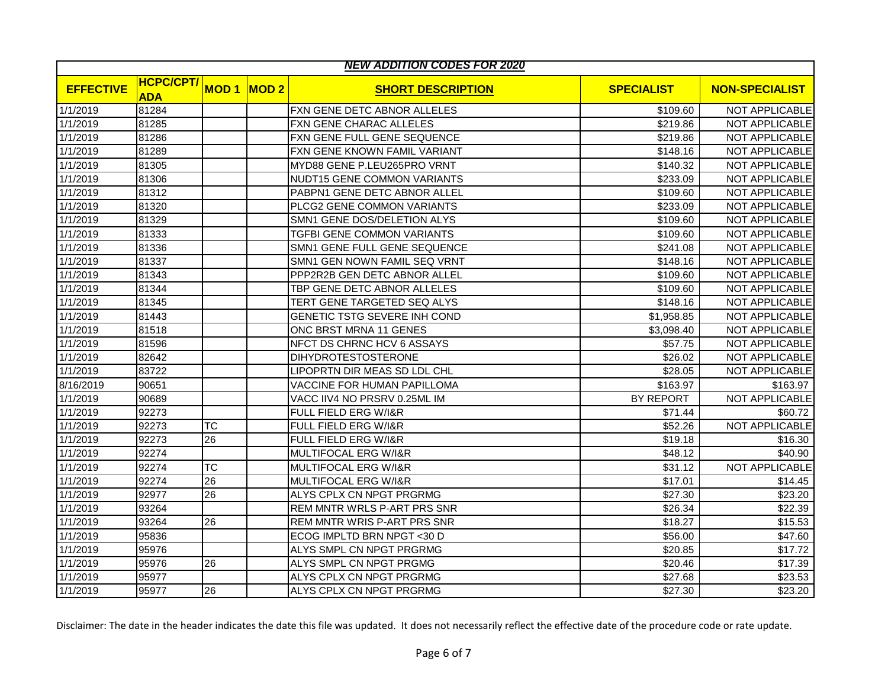***NEW ADDITION CODES FOR 2020***

| EFFECTIVE | HCPC/CPT/ADA | MOD 1 | MOD 2 | SHORT DESCRIPTION | SPECIALIST | NON-SPECIALIST |
|---|---|---|---|---|---|---|
| 1/1/2019 | 81284 | | | FXN GENE DETC ABNOR ALLELES | $109.60 | NOT APPLICABLE |
| 1/1/2019 | 81285 | | | FXN GENE CHARAC ALLELES | $219.86 | NOT APPLICABLE |
| 1/1/2019 | 81286 | | | FXN GENE FULL GENE SEQUENCE | $219.86 | NOT APPLICABLE |
| 1/1/2019 | 81289 | | | FXN GENE KNOWN FAMIL VARIANT | $148.16 | NOT APPLICABLE |
| 1/1/2019 | 81305 | | | MYD88 GENE P.LEU265PRO VRNT | $140.32 | NOT APPLICABLE |
| 1/1/2019 | 81306 | | | NUDT15 GENE COMMON VARIANTS | $233.09 | NOT APPLICABLE |
| 1/1/2019 | 81312 | | | PABPN1 GENE DETC ABNOR ALLEL | $109.60 | NOT APPLICABLE |
| 1/1/2019 | 81320 | | | PLCG2 GENE COMMON VARIANTS | $233.09 | NOT APPLICABLE |
| 1/1/2019 | 81329 | | | SMN1 GENE DOS/DELETION ALYS | $109.60 | NOT APPLICABLE |
| 1/1/2019 | 81333 | | | TGFBI GENE COMMON VARIANTS | $109.60 | NOT APPLICABLE |
| 1/1/2019 | 81336 | | | SMN1 GENE FULL GENE SEQUENCE | $241.08 | NOT APPLICABLE |
| 1/1/2019 | 81337 | | | SMN1 GEN NOWN FAMIL SEQ VRNT | $148.16 | NOT APPLICABLE |
| 1/1/2019 | 81343 | | | PPP2R2B GEN DETC ABNOR ALLEL | $109.60 | NOT APPLICABLE |
| 1/1/2019 | 81344 | | | TBP GENE DETC ABNOR ALLELES | $109.60 | NOT APPLICABLE |
| 1/1/2019 | 81345 | | | TERT GENE TARGETED SEQ ALYS | $148.16 | NOT APPLICABLE |
| 1/1/2019 | 81443 | | | GENETIC TSTG SEVERE INH COND | $1,958.85 | NOT APPLICABLE |
| 1/1/2019 | 81518 | | | ONC BRST MRNA 11 GENES | $3,098.40 | NOT APPLICABLE |
| 1/1/2019 | 81596 | | | NFCT DS CHRNC HCV 6 ASSAYS | $57.75 | NOT APPLICABLE |
| 1/1/2019 | 82642 | | | DIHYDROTESTOSTERONE | $26.02 | NOT APPLICABLE |
| 1/1/2019 | 83722 | | | LIPOPRTN DIR MEAS SD LDL CHL | $28.05 | NOT APPLICABLE |
| 8/16/2019 | 90651 | | | VACCINE FOR HUMAN PAPILLOMA | $163.97 | $163.97 |
| 1/1/2019 | 90689 | | | VACC IIV4 NO PRSRV 0.25ML IM | BY REPORT | NOT APPLICABLE |
| 1/1/2019 | 92273 | | | FULL FIELD ERG W/I&R | $71.44 | $60.72 |
| 1/1/2019 | 92273 | TC | | FULL FIELD ERG W/I&R | $52.26 | NOT APPLICABLE |
| 1/1/2019 | 92273 | 26 | | FULL FIELD ERG W/I&R | $19.18 | $16.30 |
| 1/1/2019 | 92274 | | | MULTIFOCAL ERG W/I&R | $48.12 | $40.90 |
| 1/1/2019 | 92274 | TC | | MULTIFOCAL ERG W/I&R | $31.12 | NOT APPLICABLE |
| 1/1/2019 | 92274 | 26 | | MULTIFOCAL ERG W/I&R | $17.01 | $14.45 |
| 1/1/2019 | 92977 | 26 | | ALYS CPLX CN NPGT PRGRMG | $27.30 | $23.20 |
| 1/1/2019 | 93264 | | | REM MNTR WRLS P-ART PRS SNR | $26.34 | $22.39 |
| 1/1/2019 | 93264 | 26 | | REM MNTR WRIS P-ART PRS SNR | $18.27 | $15.53 |
| 1/1/2019 | 95836 | | | ECOG IMPLTD BRN NPGT <30 D | $56.00 | $47.60 |
| 1/1/2019 | 95976 | | | ALYS SMPL CN NPGT PRGRMG | $20.85 | $17.72 |
| 1/1/2019 | 95976 | 26 | | ALYS SMPL CN NPGT PRGMG | $20.46 | $17.39 |
| 1/1/2019 | 95977 | | | ALYS CPLX CN NPGT PRGRMG | $27.68 | $23.53 |
| 1/1/2019 | 95977 | 26 | | ALYS CPLX CN NPGT PRGRMG | $27.30 | $23.20 |

Disclaimer: The date in the header indicates the date this file was updated. It does not necessarily reflect the effective date of the procedure code or rate update.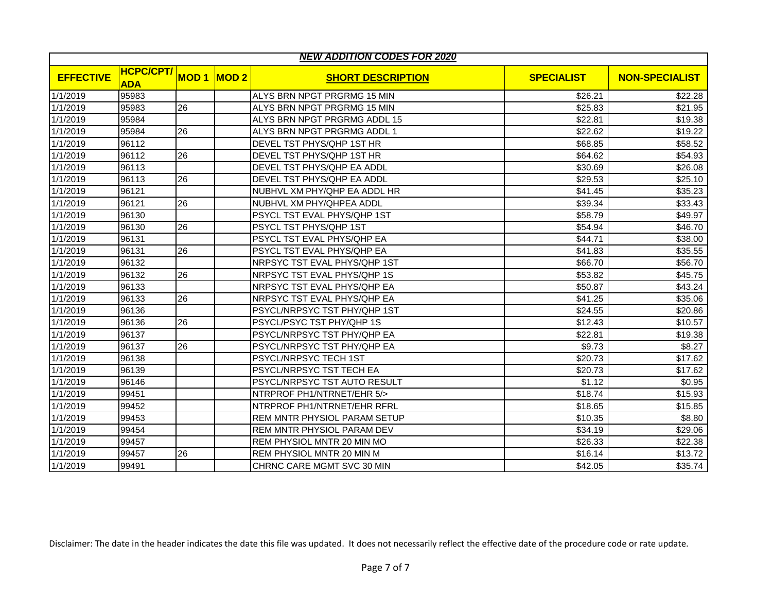| *NEW ADDITION CODES FOR 2020* | | | | | | |
|---|---|---|---|---|---|---|
| **EFFECTIVE** | **HCPC/CPT/ ADA** | **MOD 1** | **MOD 2** | **SHORT DESCRIPTION** | **SPECIALIST** | **NON-SPECIALIST** |
| 1/1/2019 | 95983 | | | ALYS BRN NPGT PRGRMG 15 MIN | $26.21 | $22.28 |
| 1/1/2019 | 95983 | 26 | | ALYS BRN NPGT PRGRMG 15 MIN | $25.83 | $21.95 |
| 1/1/2019 | 95984 | | | ALYS BRN NPGT PRGRMG ADDL 15 | $22.81 | $19.38 |
| 1/1/2019 | 95984 | 26 | | ALYS BRN NPGT PRGRMG ADDL 1 | $22.62 | $19.22 |
| 1/1/2019 | 96112 | | | DEVEL TST PHYS/QHP 1ST HR | $68.85 | $58.52 |
| 1/1/2019 | 96112 | 26 | | DEVEL TST PHYS/QHP 1ST HR | $64.62 | $54.93 |
| 1/1/2019 | 96113 | | | DEVEL TST PHYS/QHP EA ADDL | $30.69 | $26.08 |
| 1/1/2019 | 96113 | 26 | | DEVEL TST PHYS/QHP EA ADDL | $29.53 | $25.10 |
| 1/1/2019 | 96121 | | | NUBHVL XM PHY/QHP EA ADDL HR | $41.45 | $35.23 |
| 1/1/2019 | 96121 | 26 | | NUBHVL XM PHY/QHPEA ADDL | $39.34 | $33.43 |
| 1/1/2019 | 96130 | | | PSYCL TST EVAL PHYS/QHP 1ST | $58.79 | $49.97 |
| 1/1/2019 | 96130 | 26 | | PSYCL TST PHYS/QHP 1ST | $54.94 | $46.70 |
| 1/1/2019 | 96131 | | | PSYCL TST EVAL PHYS/QHP EA | $44.71 | $38.00 |
| 1/1/2019 | 96131 | 26 | | PSYCL TST EVAL PHYS/QHP EA | $41.83 | $35.55 |
| 1/1/2019 | 96132 | | | NRPSYC TST EVAL PHYS/QHP 1ST | $66.70 | $56.70 |
| 1/1/2019 | 96132 | 26 | | NRPSYC TST EVAL PHYS/QHP 1S | $53.82 | $45.75 |
| 1/1/2019 | 96133 | | | NRPSYC TST EVAL PHYS/QHP EA | $50.87 | $43.24 |
| 1/1/2019 | 96133 | 26 | | NRPSYC TST EVAL PHYS/QHP EA | $41.25 | $35.06 |
| 1/1/2019 | 96136 | | | PSYCL/NRPSYC TST PHY/QHP 1ST | $24.55 | $20.86 |
| 1/1/2019 | 96136 | 26 | | PSYCL/PSYC TST PHY/QHP 1S | $12.43 | $10.57 |
| 1/1/2019 | 96137 | | | PSYCL/NRPSYC TST PHY/QHP EA | $22.81 | $19.38 |
| 1/1/2019 | 96137 | 26 | | PSYCL/NRPSYC TST PHY/QHP EA | $9.73 | $8.27 |
| 1/1/2019 | 96138 | | | PSYCL/NRPSYC TECH 1ST | $20.73 | $17.62 |
| 1/1/2019 | 96139 | | | PSYCL/NRPSYC TST TECH EA | $20.73 | $17.62 |
| 1/1/2019 | 96146 | | | PSYCL/NRPSYC TST AUTO RESULT | $1.12 | $0.95 |
| 1/1/2019 | 99451 | | | NTRPROF PH1/NTRNET/EHR 5/> | $18.74 | $15.93 |
| 1/1/2019 | 99452 | | | NTRPROF PH1/NTRNET/EHR RFRL | $18.65 | $15.85 |
| 1/1/2019 | 99453 | | | REM MNTR PHYSIOL PARAM SETUP | $10.35 | $8.80 |
| 1/1/2019 | 99454 | | | REM MNTR PHYSIOL PARAM DEV | $34.19 | $29.06 |
| 1/1/2019 | 99457 | | | REM PHYSIOL MNTR 20 MIN MO | $26.33 | $22.38 |
| 1/1/2019 | 99457 | 26 | | REM PHYSIOL MNTR 20 MIN M | $16.14 | $13.72 |
| 1/1/2019 | 99491 | | | CHRNC CARE MGMT SVC 30 MIN | $42.05 | $35.74 |

Disclaimer: The date in the header indicates the date this file was updated. It does not necessarily reflect the effective date of the procedure code or rate update.